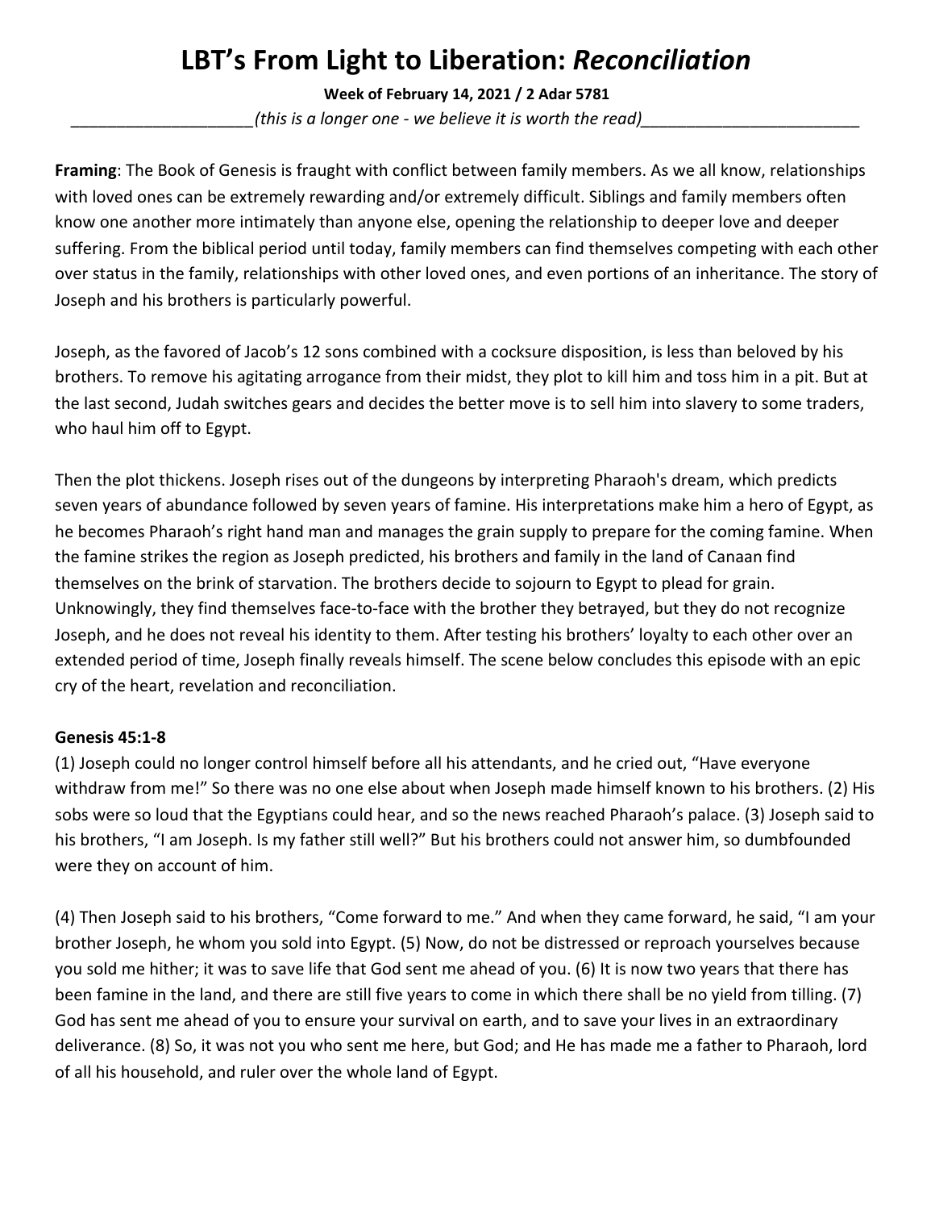# LBT's From Light to Liberation: *Reconciliation*

**Week of February 14, 2021 / 2 Adar 5781**

____________________*(this is a longer one - we believe it is worth the read)*________________________

**Framing**: The Book of Genesis is fraught with conflict between family members. As we all know, relationships with loved ones can be extremely rewarding and/or extremely difficult. Siblings and family members often know one another more intimately than anyone else, opening the relationship to deeper love and deeper suffering. From the biblical period until today, family members can find themselves competing with each other over status in the family, relationships with other loved ones, and even portions of an inheritance. The story of Joseph and his brothers is particularly powerful.

Joseph, as the favored of Jacob's 12 sons combined with a cocksure disposition, is less than beloved by his brothers. To remove his agitating arrogance from their midst, they plot to kill him and toss him in a pit. But at the last second, Judah switches gears and decides the better move is to sell him into slavery to some traders, who haul him off to Egypt.

Then the plot thickens. Joseph rises out of the dungeons by interpreting Pharaoh's dream, which predicts seven years of abundance followed by seven years of famine. His interpretations make him a hero of Egypt, as he becomes Pharaoh's right hand man and manages the grain supply to prepare for the coming famine. When the famine strikes the region as Joseph predicted, his brothers and family in the land of Canaan find themselves on the brink of starvation. The brothers decide to sojourn to Egypt to plead for grain. Unknowingly, they find themselves face-to-face with the brother they betrayed, but they do not recognize Joseph, and he does not reveal his identity to them. After testing his brothers' loyalty to each other over an extended period of time, Joseph finally reveals himself. The scene below concludes this episode with an epic cry of the heart, revelation and reconciliation.

**Genesis 45:1-8**

(1) Joseph could no longer control himself before all his attendants, and he cried out, "Have everyone withdraw from me!" So there was no one else about when Joseph made himself known to his brothers. (2) His sobs were so loud that the Egyptians could hear, and so the news reached Pharaoh's palace. (3) Joseph said to his brothers, "I am Joseph. Is my father still well?" But his brothers could not answer him, so dumbfounded were they on account of him.

(4) Then Joseph said to his brothers, "Come forward to me." And when they came forward, he said, "I am your brother Joseph, he whom you sold into Egypt. (5) Now, do not be distressed or reproach yourselves because you sold me hither; it was to save life that God sent me ahead of you. (6) It is now two years that there has been famine in the land, and there are still five years to come in which there shall be no yield from tilling. (7) God has sent me ahead of you to ensure your survival on earth, and to save your lives in an extraordinary deliverance. (8) So, it was not you who sent me here, but God; and He has made me a father to Pharaoh, lord of all his household, and ruler over the whole land of Egypt.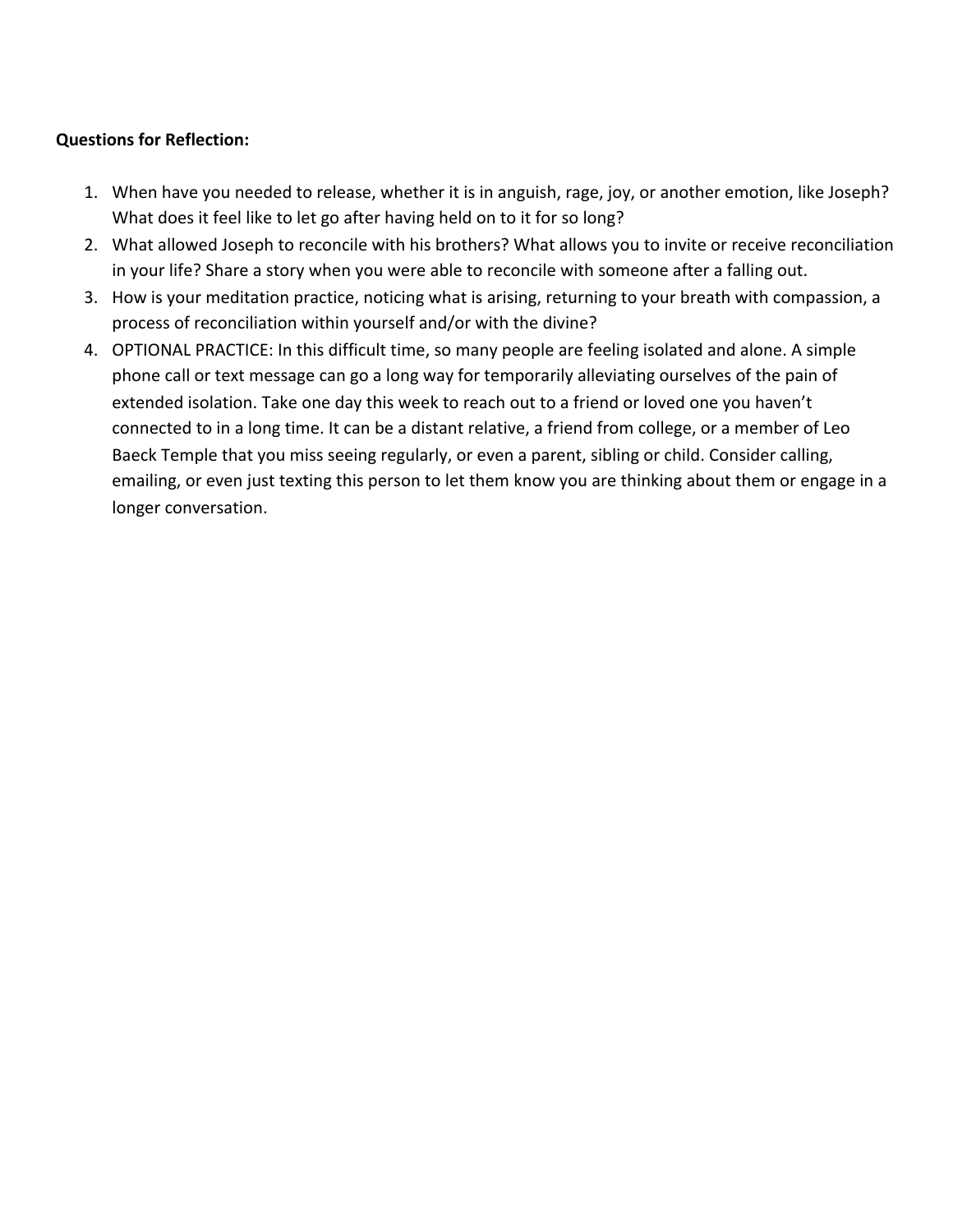**Questions for Reflection:**

1. When have you needed to release, whether it is in anguish, rage, joy, or another emotion, like Joseph? What does it feel like to let go after having held on to it for so long?
2. What allowed Joseph to reconcile with his brothers? What allows you to invite or receive reconciliation in your life? Share a story when you were able to reconcile with someone after a falling out.
3. How is your meditation practice, noticing what is arising, returning to your breath with compassion, a process of reconciliation within yourself and/or with the divine?
4. OPTIONAL PRACTICE: In this difficult time, so many people are feeling isolated and alone. A simple phone call or text message can go a long way for temporarily alleviating ourselves of the pain of extended isolation. Take one day this week to reach out to a friend or loved one you haven't connected to in a long time. It can be a distant relative, a friend from college, or a member of Leo Baeck Temple that you miss seeing regularly, or even a parent, sibling or child. Consider calling, emailing, or even just texting this person to let them know you are thinking about them or engage in a longer conversation.